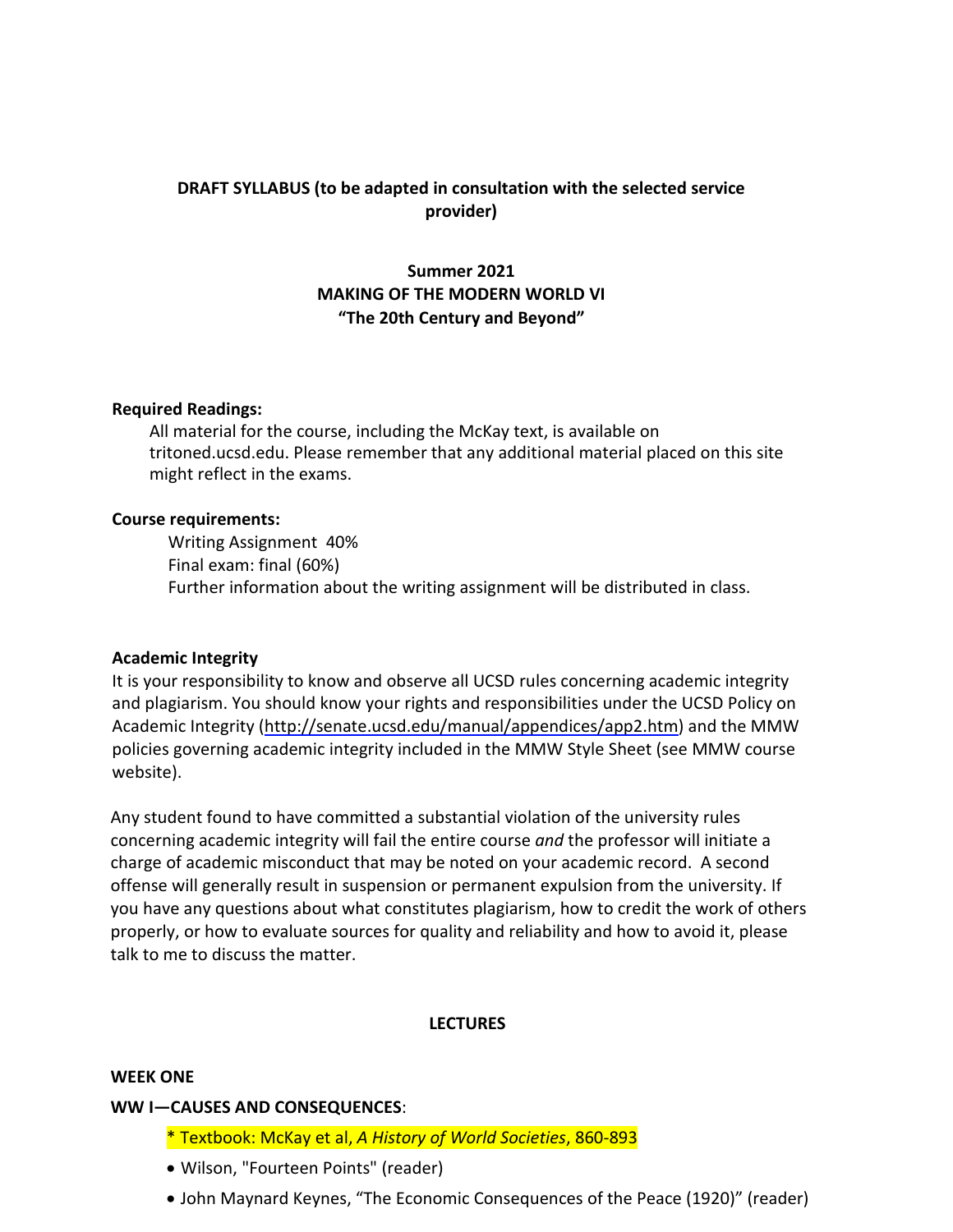**DRAFT SYLLABUS (to be adapted in consultation with the selected service provider)**

# Summer 2021
# MAKING OF THE MODERN WORLD VI
# "The 20th Century and Beyond"

**Required Readings:**

All material for the course, including the McKay text, is available on tritoned.ucsd.edu. Please remember that any additional material placed on this site might reflect in the exams.

**Course requirements:**

Writing Assignment 40%
Final exam: final (60%)
Further information about the writing assignment will be distributed in class.

**Academic Integrity**

It is your responsibility to know and observe all UCSD rules concerning academic integrity and plagiarism. You should know your rights and responsibilities under the UCSD Policy on Academic Integrity (http://senate.ucsd.edu/manual/appendices/app2.htm) and the MMW policies governing academic integrity included in the MMW Style Sheet (see MMW course website).

Any student found to have committed a substantial violation of the university rules concerning academic integrity will fail the entire course *and* the professor will initiate a charge of academic misconduct that may be noted on your academic record. A second offense will generally result in suspension or permanent expulsion from the university. If you have any questions about what constitutes plagiarism, how to credit the work of others properly, or how to evaluate sources for quality and reliability and how to avoid it, please talk to me to discuss the matter.

## LECTURES

**WEEK ONE**

**WW I—CAUSES AND CONSEQUENCES**:

* Textbook: McKay et al, *A History of World Societies*, 860-893

- Wilson, "Fourteen Points" (reader)
- John Maynard Keynes, "The Economic Consequences of the Peace (1920)" (reader)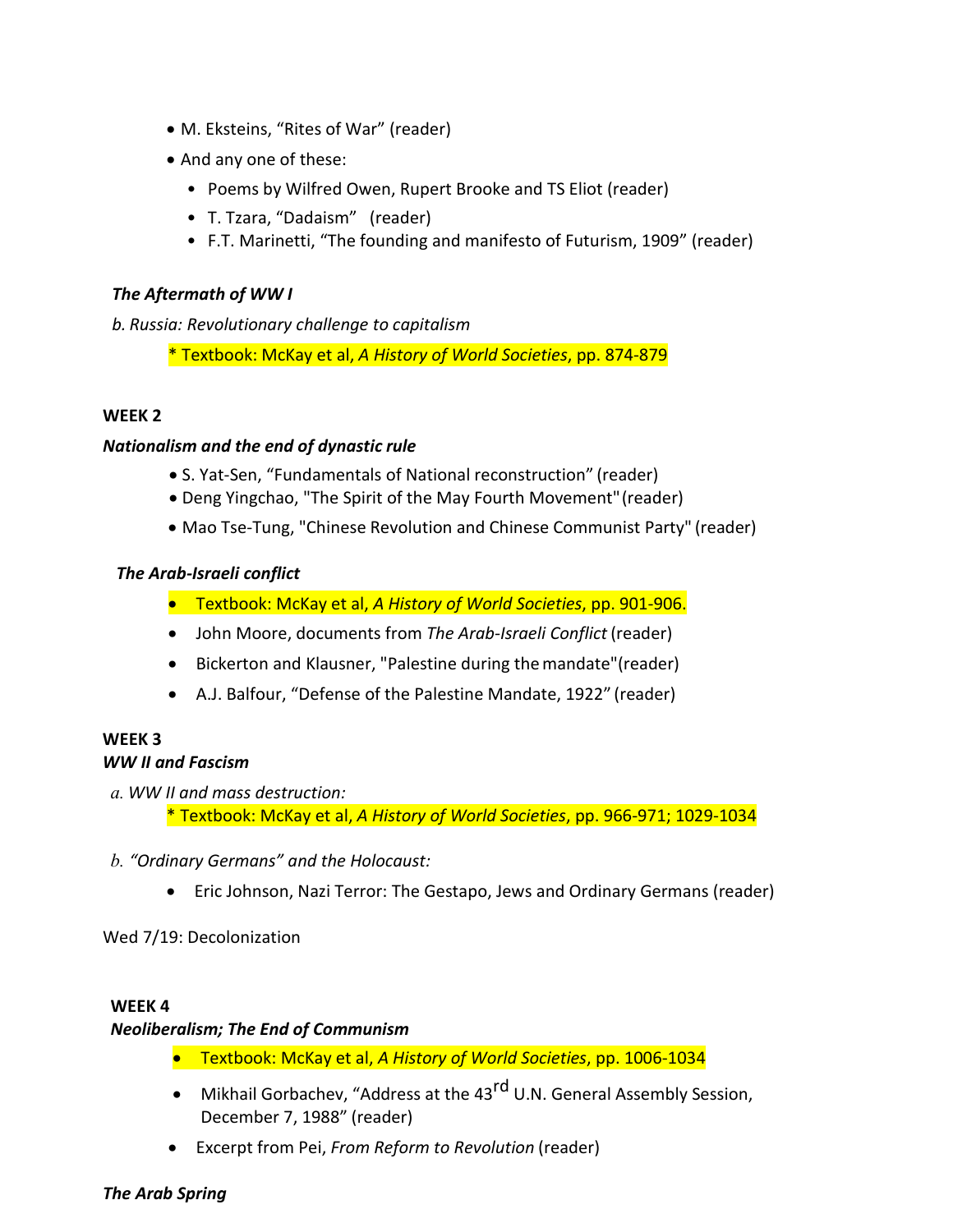- M. Eksteins, “Rites of War” (reader)
- And any one of these:
  - Poems by Wilfred Owen, Rupert Brooke and TS Eliot (reader)
  - T. Tzara, “Dadaism” (reader)
  - F.T. Marinetti, “The founding and manifesto of Futurism, 1909” (reader)

***The Aftermath of WW I***

*b. Russia: Revolutionary challenge to capitalism*

* Textbook: McKay et al, *A History of World Societies*, pp. 874-879

**WEEK 2**

***Nationalism and the end of dynastic rule***

- S. Yat-Sen, “Fundamentals of National reconstruction” (reader)
- Deng Yingchao, "The Spirit of the May Fourth Movement" (reader)
- Mao Tse-Tung, "Chinese Revolution and Chinese Communist Party" (reader)

***The Arab-Israeli conflict***

- Textbook: McKay et al, *A History of World Societies*, pp. 901-906.
- John Moore, documents from *The Arab-Israeli Conflict* (reader)
- Bickerton and Klausner, "Palestine during the mandate"(reader)
- A.J. Balfour, “Defense of the Palestine Mandate, 1922” (reader)

**WEEK 3**

***WW II and Fascism***

*a. WW II and mass destruction:*

* Textbook: McKay et al, *A History of World Societies*, pp. 966-971; 1029-1034

*b. “Ordinary Germans” and the Holocaust:*

- Eric Johnson, Nazi Terror: The Gestapo, Jews and Ordinary Germans (reader)

Wed 7/19: Decolonization

**WEEK 4**

***Neoliberalism; The End of Communism***

- Textbook: McKay et al, *A History of World Societies*, pp. 1006-1034
- Mikhail Gorbachev, “Address at the 43rd U.N. General Assembly Session, December 7, 1988” (reader)
- Excerpt from Pei, *From Reform to Revolution* (reader)

***The Arab Spring***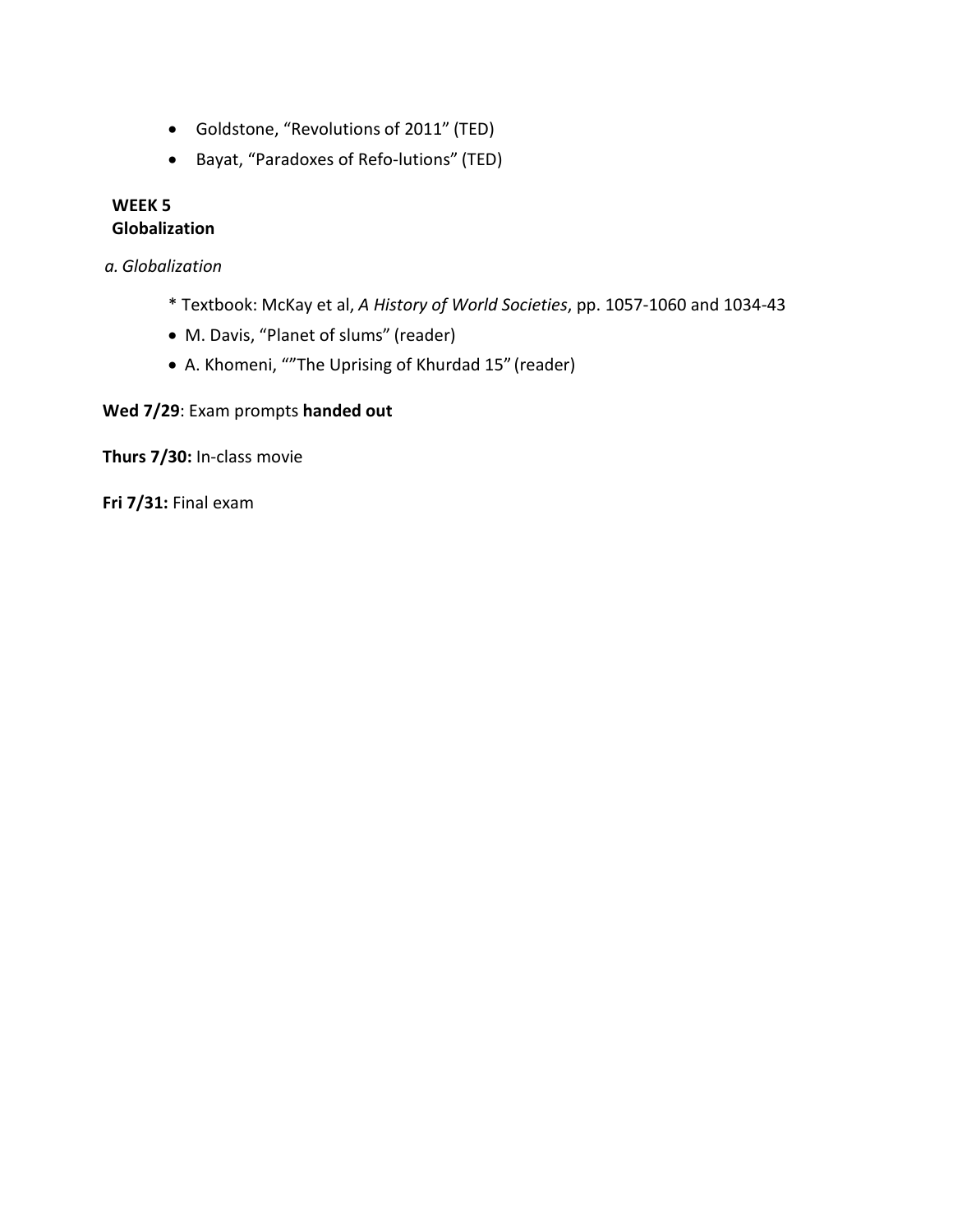- Goldstone, “Revolutions of 2011” (TED)
- Bayat, “Paradoxes of Refo-lutions” (TED)

**WEEK 5**
**Globalization**

*a. Globalization*

* Textbook: McKay et al, *A History of World Societies*, pp. 1057-1060 and 1034-43
- M. Davis, “Planet of slums” (reader)
- A. Khomeni, “”The Uprising of Khurdad 15” (reader)

**Wed 7/29**: Exam prompts **handed out**

**Thurs 7/30:** In-class movie

**Fri 7/31:** Final exam